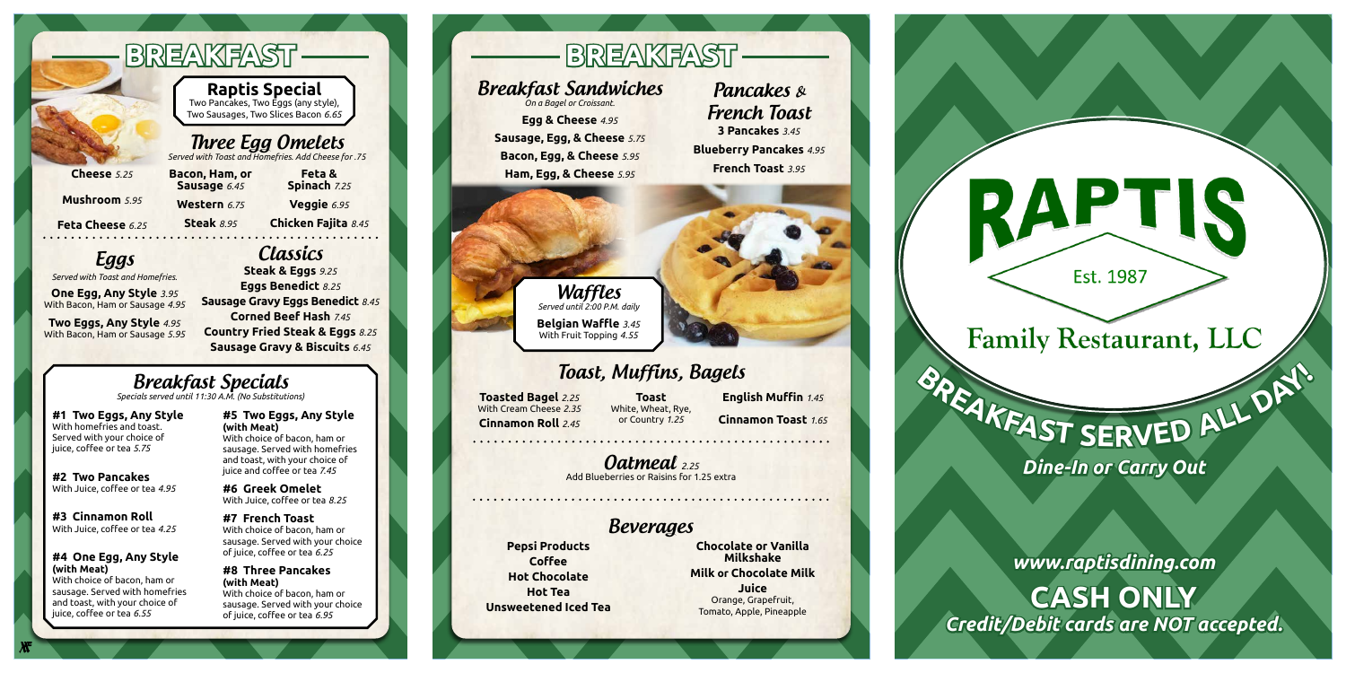# BREAKFAST

## Raptis Special

Two Pancakes, Two Eggs (any style), Two Sausages, Two Slices Bacon *6.65*

## Three Egg Omelets

*Served with Toast and Homefries. Add Cheese for .75*

**Cheese** *5.25*

**Mushroom** *5.95*

**Feta Cheese** *6.25*

**Bacon, Ham, or Sausage** *6.45*

**Western** *6.75*

**Steak** *8.95*

**Feta & Spinach** *7.25*

**Veggie** *6.95*

**Chicken Fajita** *8.45*

## Eggs

*Served with Toast and Homefries.*

**One Egg, Any Style** *3.95*
With Bacon, Ham or Sausage *4.95*

**Two Eggs, Any Style** *4.95*
With Bacon, Ham or Sausage *5.95*

## Classics

**Steak & Eggs** *9.25*

**Eggs Benedict** *8.25*

**Sausage Gravy Eggs Benedict** *8.45*

**Corned Beef Hash** *7.45*

**Country Fried Steak & Eggs** *8.25*

**Sausage Gravy & Biscuits** *6.45*

## Breakfast Specials

*Specials served until 11:30 A.M. (No Substitutions)*

**#1 Two Eggs, Any Style**
With homefries and toast. Served with your choice of juice, coffee or tea *5.75*

**#2 Two Pancakes**
With Juice, coffee or tea *4.95*

**#3 Cinnamon Roll**
With Juice, coffee or tea *4.25*

**#4 One Egg, Any Style (with Meat)**
With choice of bacon, ham or sausage. Served with homefries and toast, with your choice of juice, coffee or tea *6.55*

**#5 Two Eggs, Any Style (with Meat)**
With choice of bacon, ham or sausage. Served with homefries and toast, with your choice of juice and coffee or tea *7.45*

**#6 Greek Omelet**
With Juice, coffee or tea *8.25*

**#7 French Toast**
With choice of bacon, ham or sausage. Served with your choice of juice, coffee or tea *6.25*

**#8 Three Pancakes (with Meat)**
With choice of bacon, ham or sausage. Served with your choice of juice, coffee or tea *6.95*

# BREAKFAST

## Breakfast Sandwiches

*On a Bagel or Croissant.*

**Egg & Cheese** *4.95*

**Sausage, Egg, & Cheese** *5.75*

**Bacon, Egg, & Cheese** *5.95*

**Ham, Egg, & Cheese** *5.95*

## Pancakes & French Toast

**3 Pancakes** *3.45*

**Blueberry Pancakes** *4.95*

**French Toast** *3.95*

## Waffles

*Served until 2:00 P.M. daily*

**Belgian Waffle** *3.45*
With Fruit Topping *4.55*

## Toast, Muffins, Bagels

**Toasted Bagel** *2.25*
With Cream Cheese *2.35*

**Cinnamon Roll** *2.45*

**Toast**
White, Wheat, Rye, or Country *1.25*

**English Muffin** *1.45*

**Cinnamon Toast** *1.65*

## Oatmeal *2.25*

Add Blueberries or Raisins for 1.25 extra

## Beverages

**Pepsi Products**

**Coffee**

**Hot Chocolate**

**Hot Tea**

**Unsweetened Iced Tea**

**Chocolate or Vanilla Milkshake**

**Milk or Chocolate Milk**

**Juice**
Orange, Grapefruit, Tomato, Apple, Pineapple

# RAPTIS

Est. 1987

## Family Restaurant, LLC

**BREAKFAST SERVED ALL DAY!**

*Dine-In or Carry Out*

*www.raptisdining.com*

**CASH ONLY**

*Credit/Debit cards are NOT accepted.*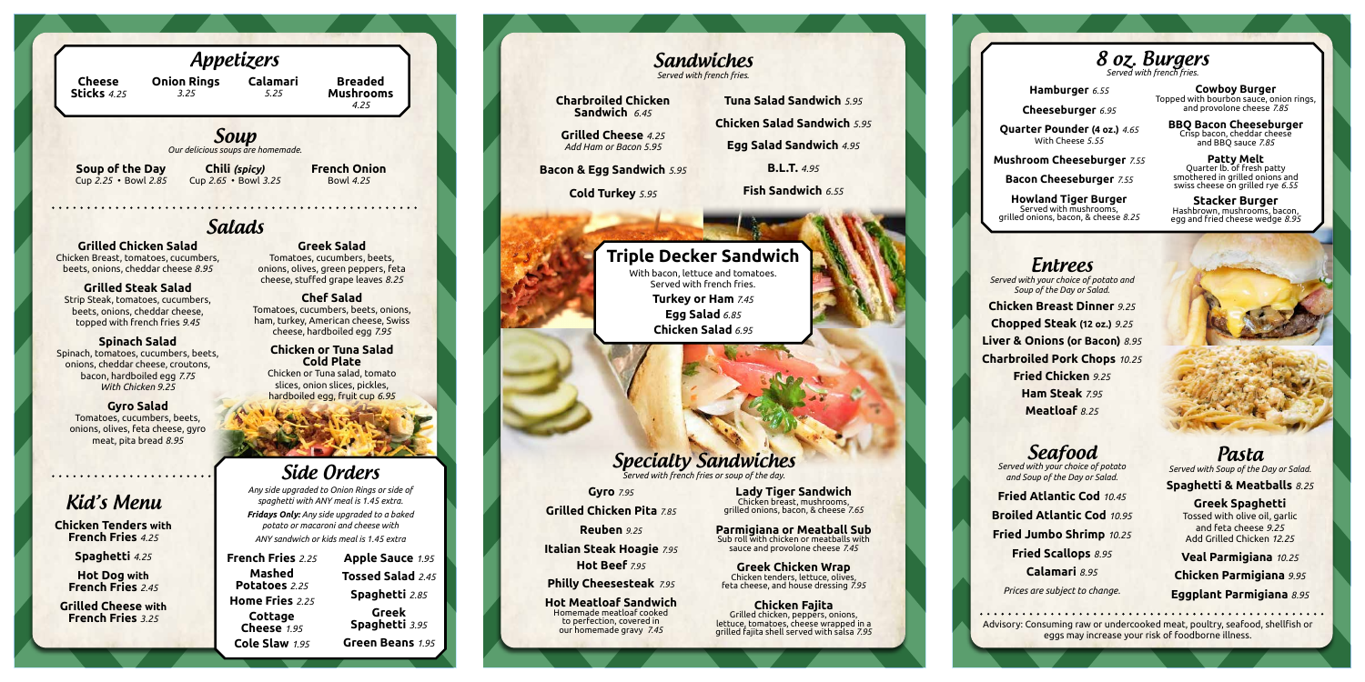## Appetizers

**Cheese Sticks** *4.25*

**Onion Rings** *3.25*

**Calamari** *5.25*

**Breaded Mushrooms** *4.25*

## Soup

*Our delicious soups are homemade.*

**Soup of the Day** Cup *2.25* • Bowl *2.85*

**Chili** *(spicy)* Cup *2.65* • Bowl *3.25*

**French Onion** Bowl *4.25*

## Salads

**Grilled Chicken Salad**
Chicken Breast, tomatoes, cucumbers, beets, onions, cheddar cheese *8.95*

**Grilled Steak Salad**
Strip Steak, tomatoes, cucumbers, beets, onions, cheddar cheese, topped with french fries *9.45*

**Spinach Salad**
Spinach, tomatoes, cucumbers, beets, onions, cheddar cheese, croutons, bacon, hardboiled egg *7.75*
*With Chicken 9.25*

**Gyro Salad**
Tomatoes, cucumbers, beets, onions, olives, feta cheese, gyro meat, pita bread *8.95*

**Greek Salad**
Tomatoes, cucumbers, beets, onions, olives, green peppers, feta cheese, stuffed grape leaves *8.25*

**Chef Salad**
Tomatoes, cucumbers, beets, onions, ham, turkey, American cheese, Swiss cheese, hardboiled egg *7.95*

**Chicken or Tuna Salad Cold Plate**
Chicken or Tuna salad, tomato slices, onion slices, pickles, hardboiled egg, fruit cup *6.95*

## Kid's Menu

**Chicken Tenders with French Fries** *4.25*

**Spaghetti** *4.25*

**Hot Dog with French Fries** *2.45*

**Grilled Cheese with French Fries** *3.25*

## Side Orders

*Any side upgraded to Onion Rings or side of spaghetti with ANY meal is 1.45 extra.*

*Fridays Only: Any side upgraded to a baked potato or macaroni and cheese with ANY sandwich or kids meal is 1.45 extra*

**French Fries** *2.25*

**Mashed Potatoes** *2.25*

**Home Fries** *2.25*

**Cottage Cheese** *1.95*

**Cole Slaw** *1.95*

**Apple Sauce** *1.95*

**Tossed Salad** *2.45*

**Spaghetti** *2.85*

**Greek Spaghetti** *3.95*

**Green Beans** *1.95*

## Sandwiches

*Served with french fries.*

**Charbroiled Chicken Sandwich** *6.45*

**Grilled Cheese** *4.25*
*Add Ham or Bacon 5.95*

**Bacon & Egg Sandwich** *5.95*

**Cold Turkey** *5.95*

**Tuna Salad Sandwich** *5.95*

**Chicken Salad Sandwich** *5.95*

**Egg Salad Sandwich** *4.95*

**B.L.T.** *4.95*

**Fish Sandwich** *6.55*

### Triple Decker Sandwich

With bacon, lettuce and tomatoes. Served with french fries.

**Turkey or Ham** *7.45*

**Egg Salad** *6.85*

**Chicken Salad** *6.95*

## Specialty Sandwiches

*Served with french fries or soup of the day.*

**Gyro** *7.95*

**Grilled Chicken Pita** *7.85*

**Reuben** *9.25*

**Italian Steak Hoagie** *7.95*

**Hot Beef** *7.95*

**Philly Cheesesteak** *7.95*

**Hot Meatloaf Sandwich**
Homemade meatloaf cooked to perfection, covered in our homemade gravy *7.45*

**Lady Tiger Sandwich**
Chicken breast, mushrooms, grilled onions, bacon, & cheese *7.65*

**Parmigiana or Meatball Sub**
Sub roll with chicken or meatballs with sauce and provolone cheese *7.45*

**Greek Chicken Wrap**
Chicken tenders, lettuce, olives, feta cheese, and house dressing *7.95*

**Chicken Fajita**
Grilled chicken, peppers, onions, lettuce, tomatoes, cheese wrapped in a grilled fajita shell served with salsa *7.95*

## 8 oz. Burgers

*Served with french fries.*

**Hamburger** *6.55*

**Cheeseburger** *6.95*

**Quarter Pounder (4 oz.)** *4.65*
With Cheese *5.55*

**Mushroom Cheeseburger** *7.55*

**Bacon Cheeseburger** *7.55*

**Howland Tiger Burger**
Served with mushrooms, grilled onions, bacon, & cheese *8.25*

**Cowboy Burger**
Topped with bourbon sauce, onion rings, and provolone cheese *7.85*

**BBQ Bacon Cheeseburger**
Crisp bacon, cheddar cheese and BBQ sauce *7.85*

**Patty Melt**
Quarter lb. of fresh patty smothered in grilled onions and swiss cheese on grilled rye *6.55*

**Stacker Burger**
Hashbrown, mushrooms, bacon, egg and fried cheese wedge *8.95*

## Entrees

*Served with your choice of potato and Soup of the Day or Salad.*

**Chicken Breast Dinner** *9.25*

**Chopped Steak (12 oz.)** *9.25*

**Liver & Onions (or Bacon)** *8.95*

**Charbroiled Pork Chops** *10.25*

**Fried Chicken** *9.25*

**Ham Steak** *7.95*

**Meatloaf** *8.25*

## Seafood

*Served with your choice of potato and Soup of the Day or Salad.*

**Fried Atlantic Cod** *10.45*

**Broiled Atlantic Cod** *10.95*

**Fried Jumbo Shrimp** *10.25*

**Fried Scallops** *8.95*

**Calamari** *8.95*

*Prices are subject to change.*

## Pasta

*Served with Soup of the Day or Salad.*

**Spaghetti & Meatballs** *8.25*

**Greek Spaghetti**
Tossed with olive oil, garlic and feta cheese *9.25*
Add Grilled Chicken *12.25*

**Veal Parmigiana** *10.25*

**Chicken Parmigiana** *9.95*

**Eggplant Parmigiana** *8.95*

Advisory: Consuming raw or undercooked meat, poultry, seafood, shellfish or eggs may increase your risk of foodborne illness.